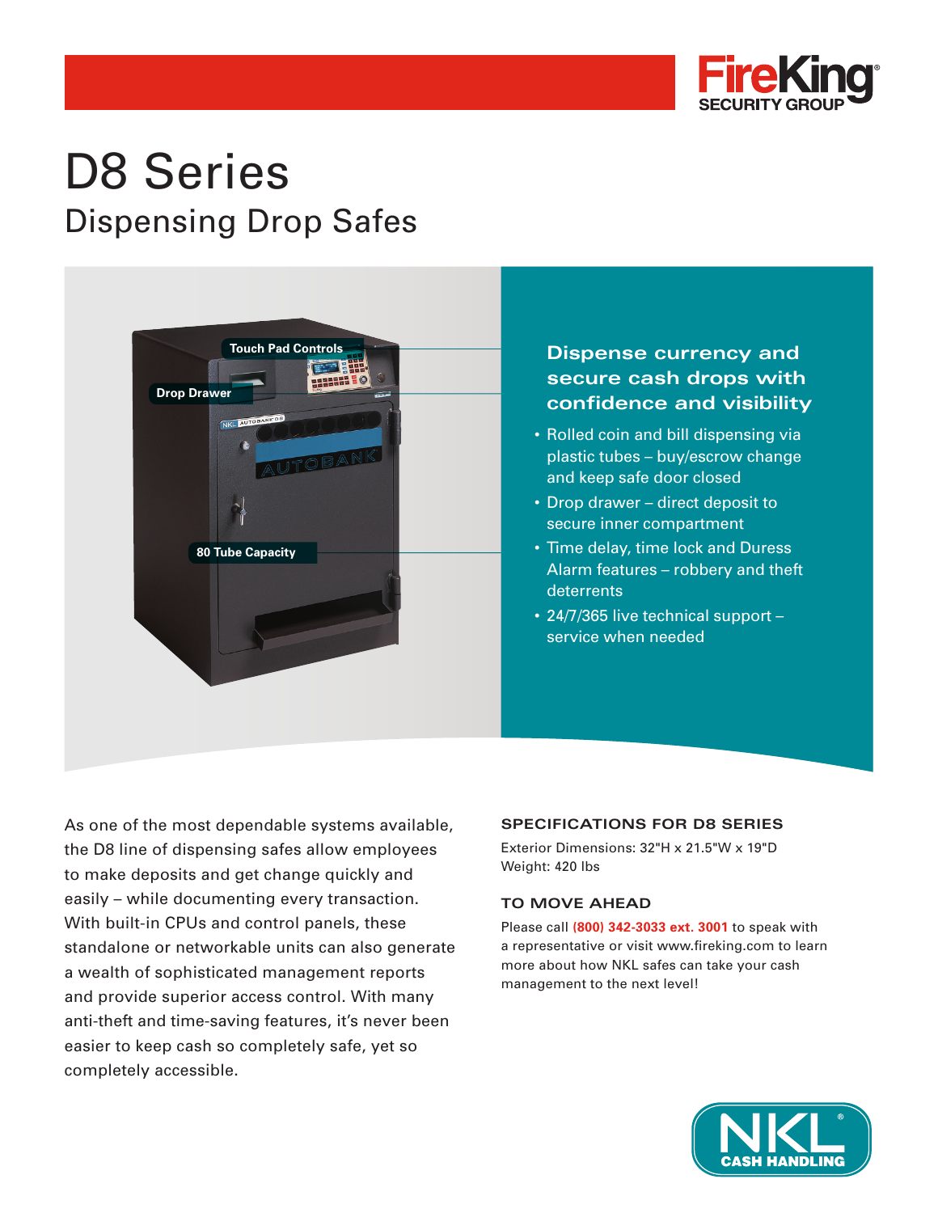# D8 Series

## Dispensing Drop Safes

Touch Pad Controls

Drop Drawer

80 Tube Capacity

### Dispense currency and secure cash drops with confidence and visibility

- Rolled coin and bill dispensing via plastic tubes – buy/escrow change and keep safe door closed
- Drop drawer – direct deposit to secure inner compartment
- Time delay, time lock and Duress Alarm features – robbery and theft deterrents
- 24/7/365 live technical support – service when needed

As one of the most dependable systems available, the D8 line of dispensing safes allow employees to make deposits and get change quickly and easily – while documenting every transaction. With built-in CPUs and control panels, these standalone or networkable units can also generate a wealth of sophisticated management reports and provide superior access control. With many anti-theft and time-saving features, it's never been easier to keep cash so completely safe, yet so completely accessible.

### SPECIFICATIONS FOR D8 SERIES

Exterior Dimensions: 32"H x 21.5"W x 19"D
Weight: 420 lbs

### TO MOVE AHEAD

Please call **(800) 342-3033 ext. 3001** to speak with a representative or visit www.fireking.com to learn more about how NKL safes can take your cash management to the next level!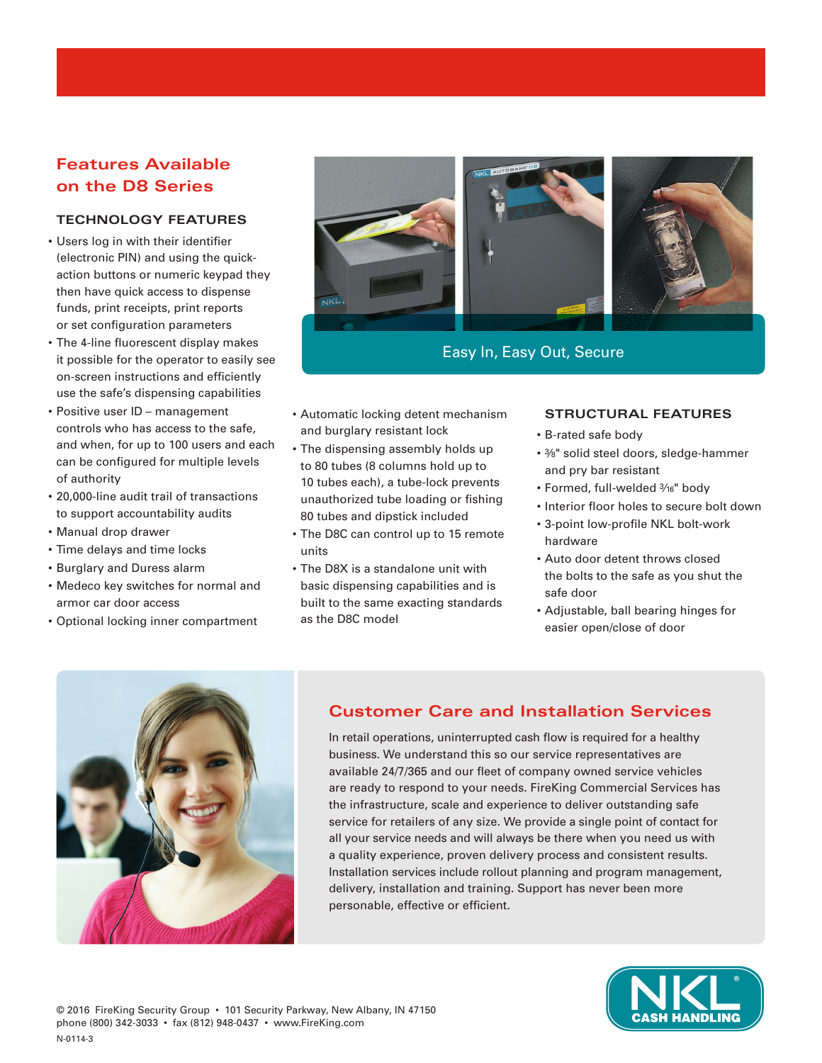## Features Available on the D8 Series

### TECHNOLOGY FEATURES

- Users log in with their identifier (electronic PIN) and using the quick-action buttons or numeric keypad they then have quick access to dispense funds, print receipts, print reports or set configuration parameters
- The 4-line fluorescent display makes it possible for the operator to easily see on-screen instructions and efficiently use the safe's dispensing capabilities
- Positive user ID – management controls who has access to the safe, and when, for up to 100 users and each can be configured for multiple levels of authority
- 20,000-line audit trail of transactions to support accountability audits
- Manual drop drawer
- Time delays and time locks
- Burglary and Duress alarm
- Medeco key switches for normal and armor car door access
- Optional locking inner compartment
- Automatic locking detent mechanism and burglary resistant lock
- The dispensing assembly holds up to 80 tubes (8 columns hold up to 10 tubes each), a tube-lock prevents unauthorized tube loading or fishing 80 tubes and dipstick included
- The D8C can control up to 15 remote units
- The D8X is a standalone unit with basic dispensing capabilities and is built to the same exacting standards as the D8C model

Easy In, Easy Out, Secure

### STRUCTURAL FEATURES

- B-rated safe body
- ⅜" solid steel doors, sledge-hammer and pry bar resistant
- Formed, full-welded $^{3}/_{16}$" body
- Interior floor holes to secure bolt down
- 3-point low-profile NKL bolt-work hardware
- Auto door detent throws closed the bolts to the safe as you shut the safe door
- Adjustable, ball bearing hinges for easier open/close of door

## Customer Care and Installation Services

In retail operations, uninterrupted cash flow is required for a healthy business. We understand this so our service representatives are available 24/7/365 and our fleet of company owned service vehicles are ready to respond to your needs. FireKing Commercial Services has the infrastructure, scale and experience to deliver outstanding safe service for retailers of any size. We provide a single point of contact for all your service needs and will always be there when you need us with a quality experience, proven delivery process and consistent results. Installation services include rollout planning and program management, delivery, installation and training. Support has never been more personable, effective or efficient.

NKL® CASH HANDLING

© 2016 FireKing Security Group • 101 Security Parkway, New Albany, IN 47150
phone (800) 342-3033 • fax (812) 948-0437 • www.FireKing.com
N-0114-3